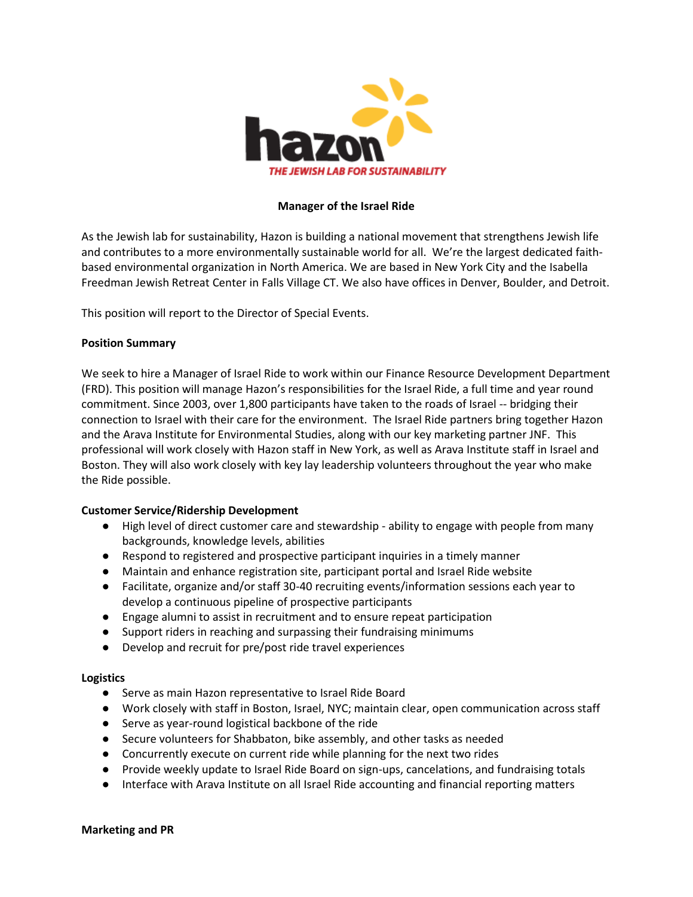hazon

THE JEWISH LAB FOR SUSTAINABILITY

# Manager of the Israel Ride

As the Jewish lab for sustainability, Hazon is building a national movement that strengthens Jewish life and contributes to a more environmentally sustainable world for all. We're the largest dedicated faith-based environmental organization in North America. We are based in New York City and the Isabella Freedman Jewish Retreat Center in Falls Village CT. We also have offices in Denver, Boulder, and Detroit.

This position will report to the Director of Special Events.

## Position Summary

We seek to hire a Manager of Israel Ride to work within our Finance Resource Development Department (FRD). This position will manage Hazon's responsibilities for the Israel Ride, a full time and year round commitment. Since 2003, over 1,800 participants have taken to the roads of Israel -- bridging their connection to Israel with their care for the environment. The Israel Ride partners bring together Hazon and the Arava Institute for Environmental Studies, along with our key marketing partner JNF. This professional will work closely with Hazon staff in New York, as well as Arava Institute staff in Israel and Boston. They will also work closely with key lay leadership volunteers throughout the year who make the Ride possible.

## Customer Service/Ridership Development

- High level of direct customer care and stewardship - ability to engage with people from many backgrounds, knowledge levels, abilities
- Respond to registered and prospective participant inquiries in a timely manner
- Maintain and enhance registration site, participant portal and Israel Ride website
- Facilitate, organize and/or staff 30-40 recruiting events/information sessions each year to develop a continuous pipeline of prospective participants
- Engage alumni to assist in recruitment and to ensure repeat participation
- Support riders in reaching and surpassing their fundraising minimums
- Develop and recruit for pre/post ride travel experiences

## Logistics

- Serve as main Hazon representative to Israel Ride Board
- Work closely with staff in Boston, Israel, NYC; maintain clear, open communication across staff
- Serve as year-round logistical backbone of the ride
- Secure volunteers for Shabbaton, bike assembly, and other tasks as needed
- Concurrently execute on current ride while planning for the next two rides
- Provide weekly update to Israel Ride Board on sign-ups, cancelations, and fundraising totals
- Interface with Arava Institute on all Israel Ride accounting and financial reporting matters

## Marketing and PR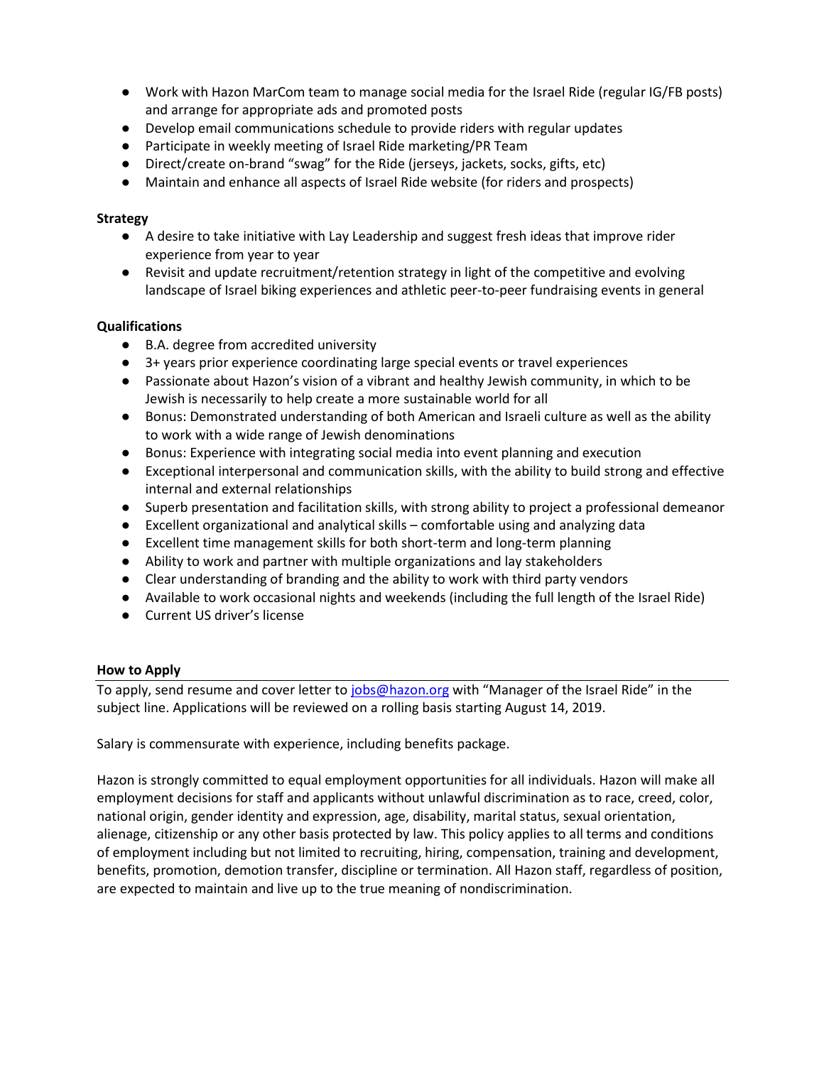- Work with Hazon MarCom team to manage social media for the Israel Ride (regular IG/FB posts) and arrange for appropriate ads and promoted posts
- Develop email communications schedule to provide riders with regular updates
- Participate in weekly meeting of Israel Ride marketing/PR Team
- Direct/create on-brand "swag" for the Ride (jerseys, jackets, socks, gifts, etc)
- Maintain and enhance all aspects of Israel Ride website (for riders and prospects)

**Strategy**

- A desire to take initiative with Lay Leadership and suggest fresh ideas that improve rider experience from year to year
- Revisit and update recruitment/retention strategy in light of the competitive and evolving landscape of Israel biking experiences and athletic peer-to-peer fundraising events in general

**Qualifications**

- B.A. degree from accredited university
- 3+ years prior experience coordinating large special events or travel experiences
- Passionate about Hazon's vision of a vibrant and healthy Jewish community, in which to be Jewish is necessarily to help create a more sustainable world for all
- Bonus: Demonstrated understanding of both American and Israeli culture as well as the ability to work with a wide range of Jewish denominations
- Bonus: Experience with integrating social media into event planning and execution
- Exceptional interpersonal and communication skills, with the ability to build strong and effective internal and external relationships
- Superb presentation and facilitation skills, with strong ability to project a professional demeanor
- Excellent organizational and analytical skills – comfortable using and analyzing data
- Excellent time management skills for both short-term and long-term planning
- Ability to work and partner with multiple organizations and lay stakeholders
- Clear understanding of branding and the ability to work with third party vendors
- Available to work occasional nights and weekends (including the full length of the Israel Ride)
- Current US driver's license

**How to Apply**

To apply, send resume and cover letter to jobs@hazon.org with "Manager of the Israel Ride" in the subject line. Applications will be reviewed on a rolling basis starting August 14, 2019.

Salary is commensurate with experience, including benefits package.

Hazon is strongly committed to equal employment opportunities for all individuals. Hazon will make all employment decisions for staff and applicants without unlawful discrimination as to race, creed, color, national origin, gender identity and expression, age, disability, marital status, sexual orientation, alienage, citizenship or any other basis protected by law. This policy applies to all terms and conditions of employment including but not limited to recruiting, hiring, compensation, training and development, benefits, promotion, demotion transfer, discipline or termination. All Hazon staff, regardless of position, are expected to maintain and live up to the true meaning of nondiscrimination.